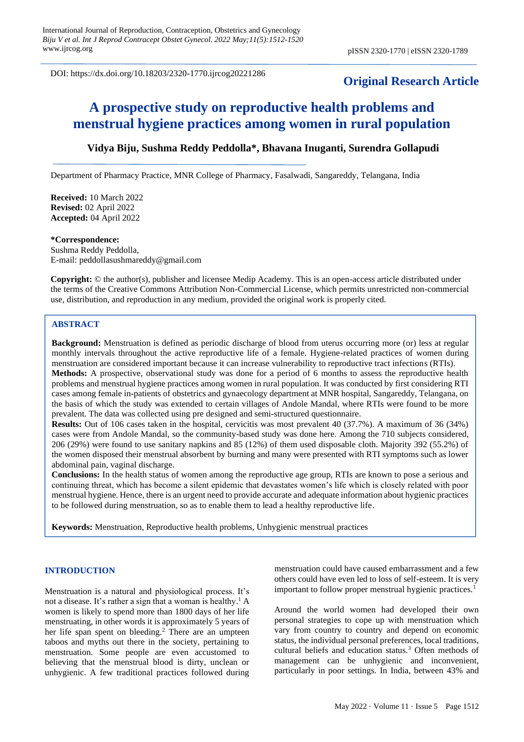DOI: https://dx.doi.org/10.18203/2320-1770.ijrcog20221286

**Original Research Article**

# A prospective study on reproductive health problems and menstrual hygiene practices among women in rural population

**Vidya Biju, Sushma Reddy Peddolla*, Bhavana Inuganti, Surendra Gollapudi**

Department of Pharmacy Practice, MNR College of Pharmacy, Fasalwadi, Sangareddy, Telangana, India

**Received:** 10 March 2022
**Revised:** 02 April 2022
**Accepted:** 04 April 2022

***Correspondence:**
Sushma Reddy Peddolla,
E-mail: peddollasushmareddy@gmail.com

**Copyright:** © the author(s), publisher and licensee Medip Academy. This is an open-access article distributed under the terms of the Creative Commons Attribution Non-Commercial License, which permits unrestricted non-commercial use, distribution, and reproduction in any medium, provided the original work is properly cited.

## ABSTRACT

**Background:** Menstruation is defined as periodic discharge of blood from uterus occurring more (or) less at regular monthly intervals throughout the active reproductive life of a female. Hygiene-related practices of women during menstruation are considered important because it can increase vulnerability to reproductive tract infections (RTIs).

**Methods:** A prospective, observational study was done for a period of 6 months to assess the reproductive health problems and menstrual hygiene practices among women in rural population. It was conducted by first considering RTI cases among female in-patients of obstetrics and gynaecology department at MNR hospital, Sangareddy, Telangana, on the basis of which the study was extended to certain villages of Andole Mandal, where RTIs were found to be more prevalent. The data was collected using pre designed and semi-structured questionnaire.

**Results:** Out of 106 cases taken in the hospital, cervicitis was most prevalent 40 (37.7%). A maximum of 36 (34%) cases were from Andole Mandal, so the community-based study was done here. Among the 710 subjects considered, 206 (29%) were found to use sanitary napkins and 85 (12%) of them used disposable cloth. Majority 392 (55.2%) of the women disposed their menstrual absorbent by burning and many were presented with RTI symptoms such as lower abdominal pain, vaginal discharge.

**Conclusions:** In the health status of women among the reproductive age group, RTIs are known to pose a serious and continuing threat, which has become a silent epidemic that devastates women's life which is closely related with poor menstrual hygiene. Hence, there is an urgent need to provide accurate and adequate information about hygienic practices to be followed during menstruation, so as to enable them to lead a healthy reproductive life.

**Keywords:** Menstruation, Reproductive health problems, Unhygienic menstrual practices

## INTRODUCTION

Menstruation is a natural and physiological process. It's not a disease. It's rather a sign that a woman is healthy.[1] A women is likely to spend more than 1800 days of her life menstruating, in other words it is approximately 5 years of her life span spent on bleeding.[2] There are an umpteen taboos and myths out there in the society, pertaining to menstruation. Some people are even accustomed to believing that the menstrual blood is dirty, unclean or unhygienic. A few traditional practices followed during menstruation could have caused embarrassment and a few others could have even led to loss of self-esteem. It is very important to follow proper menstrual hygienic practices.[1]

Around the world women had developed their own personal strategies to cope up with menstruation which vary from country to country and depend on economic status, the individual personal preferences, local traditions, cultural beliefs and education status.[3] Often methods of management can be unhygienic and inconvenient, particularly in poor settings. In India, between 43% and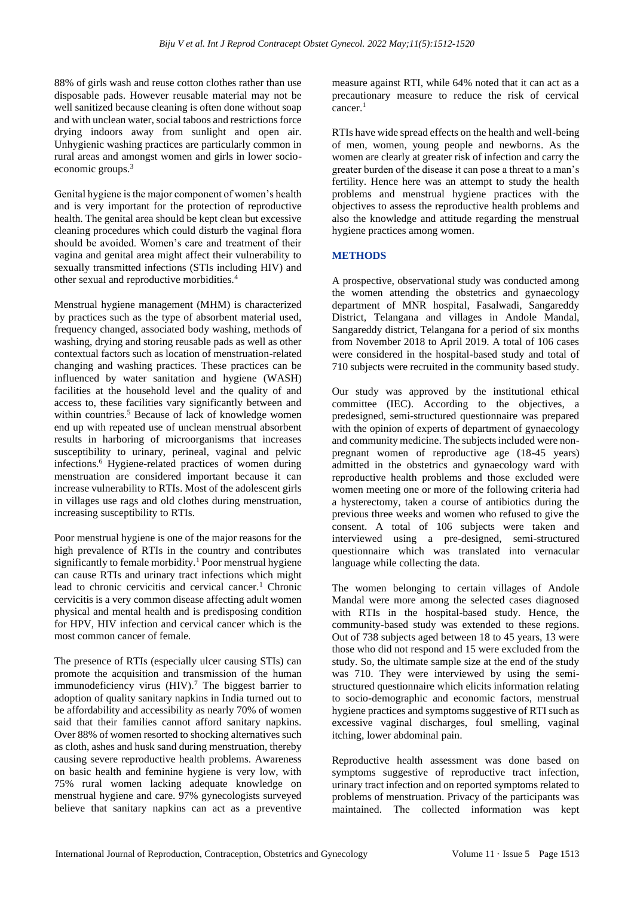88% of girls wash and reuse cotton clothes rather than use disposable pads. However reusable material may not be well sanitized because cleaning is often done without soap and with unclean water, social taboos and restrictions force drying indoors away from sunlight and open air. Unhygienic washing practices are particularly common in rural areas and amongst women and girls in lower socio-economic groups.[3]

Genital hygiene is the major component of women's health and is very important for the protection of reproductive health. The genital area should be kept clean but excessive cleaning procedures which could disturb the vaginal flora should be avoided. Women's care and treatment of their vagina and genital area might affect their vulnerability to sexually transmitted infections (STIs including HIV) and other sexual and reproductive morbidities.[4]

Menstrual hygiene management (MHM) is characterized by practices such as the type of absorbent material used, frequency changed, associated body washing, methods of washing, drying and storing reusable pads as well as other contextual factors such as location of menstruation-related changing and washing practices. These practices can be influenced by water sanitation and hygiene (WASH) facilities at the household level and the quality of and access to, these facilities vary significantly between and within countries.[5] Because of lack of knowledge women end up with repeated use of unclean menstrual absorbent results in harboring of microorganisms that increases susceptibility to urinary, perineal, vaginal and pelvic infections.[6] Hygiene-related practices of women during menstruation are considered important because it can increase vulnerability to RTIs. Most of the adolescent girls in villages use rags and old clothes during menstruation, increasing susceptibility to RTIs.

Poor menstrual hygiene is one of the major reasons for the high prevalence of RTIs in the country and contributes significantly to female morbidity.[1] Poor menstrual hygiene can cause RTIs and urinary tract infections which might lead to chronic cervicitis and cervical cancer.[1] Chronic cervicitis is a very common disease affecting adult women physical and mental health and is predisposing condition for HPV, HIV infection and cervical cancer which is the most common cancer of female.

The presence of RTIs (especially ulcer causing STIs) can promote the acquisition and transmission of the human immunodeficiency virus (HIV).[7] The biggest barrier to adoption of quality sanitary napkins in India turned out to be affordability and accessibility as nearly 70% of women said that their families cannot afford sanitary napkins. Over 88% of women resorted to shocking alternatives such as cloth, ashes and husk sand during menstruation, thereby causing severe reproductive health problems. Awareness on basic health and feminine hygiene is very low, with 75% rural women lacking adequate knowledge on menstrual hygiene and care. 97% gynecologists surveyed believe that sanitary napkins can act as a preventive measure against RTI, while 64% noted that it can act as a precautionary measure to reduce the risk of cervical cancer.[1]

RTIs have wide spread effects on the health and well-being of men, women, young people and newborns. As the women are clearly at greater risk of infection and carry the greater burden of the disease it can pose a threat to a man's fertility. Hence here was an attempt to study the health problems and menstrual hygiene practices with the objectives to assess the reproductive health problems and also the knowledge and attitude regarding the menstrual hygiene practices among women.

## METHODS

A prospective, observational study was conducted among the women attending the obstetrics and gynaecology department of MNR hospital, Fasalwadi, Sangareddy District, Telangana and villages in Andole Mandal, Sangareddy district, Telangana for a period of six months from November 2018 to April 2019. A total of 106 cases were considered in the hospital-based study and total of 710 subjects were recruited in the community based study.

Our study was approved by the institutional ethical committee (IEC). According to the objectives, a predesigned, semi-structured questionnaire was prepared with the opinion of experts of department of gynaecology and community medicine. The subjects included were non-pregnant women of reproductive age (18-45 years) admitted in the obstetrics and gynaecology ward with reproductive health problems and those excluded were women meeting one or more of the following criteria had a hysterectomy, taken a course of antibiotics during the previous three weeks and women who refused to give the consent. A total of 106 subjects were taken and interviewed using a pre-designed, semi-structured questionnaire which was translated into vernacular language while collecting the data.

The women belonging to certain villages of Andole Mandal were more among the selected cases diagnosed with RTIs in the hospital-based study. Hence, the community-based study was extended to these regions. Out of 738 subjects aged between 18 to 45 years, 13 were those who did not respond and 15 were excluded from the study. So, the ultimate sample size at the end of the study was 710. They were interviewed by using the semi-structured questionnaire which elicits information relating to socio-demographic and economic factors, menstrual hygiene practices and symptoms suggestive of RTI such as excessive vaginal discharges, foul smelling, vaginal itching, lower abdominal pain.

Reproductive health assessment was done based on symptoms suggestive of reproductive tract infection, urinary tract infection and on reported symptoms related to problems of menstruation. Privacy of the participants was maintained. The collected information was kept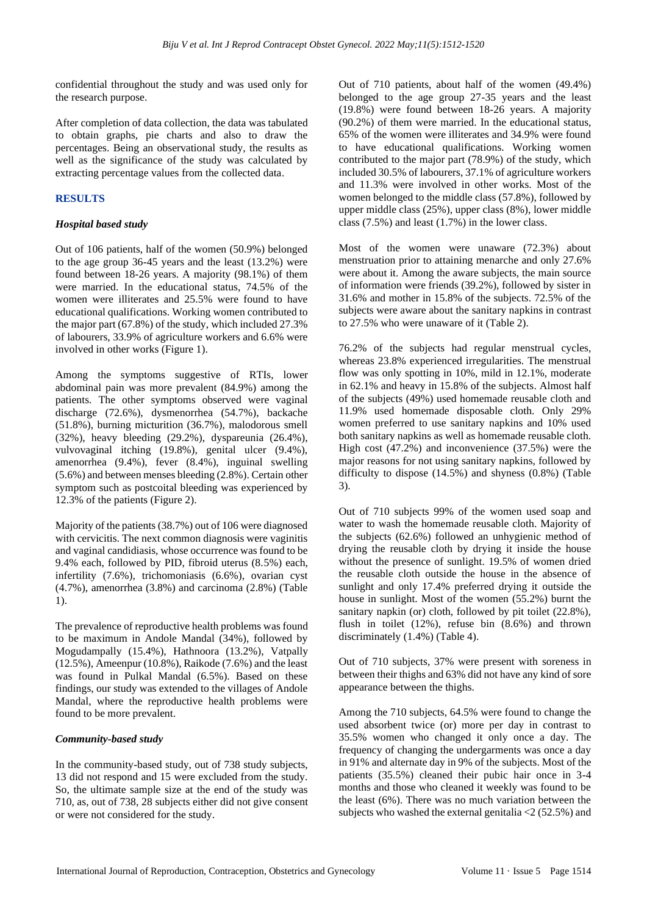confidential throughout the study and was used only for the research purpose.

After completion of data collection, the data was tabulated to obtain graphs, pie charts and also to draw the percentages. Being an observational study, the results as well as the significance of the study was calculated by extracting percentage values from the collected data.

## RESULTS

### *Hospital based study*

Out of 106 patients, half of the women (50.9%) belonged to the age group 36-45 years and the least (13.2%) were found between 18-26 years. A majority (98.1%) of them were married. In the educational status, 74.5% of the women were illiterates and 25.5% were found to have educational qualifications. Working women contributed to the major part (67.8%) of the study, which included 27.3% of labourers, 33.9% of agriculture workers and 6.6% were involved in other works (Figure 1).

Among the symptoms suggestive of RTIs, lower abdominal pain was more prevalent (84.9%) among the patients. The other symptoms observed were vaginal discharge (72.6%), dysmenorrhea (54.7%), backache (51.8%), burning micturition (36.7%), malodorous smell (32%), heavy bleeding (29.2%), dyspareunia (26.4%), vulvovaginal itching (19.8%), genital ulcer (9.4%), amenorrhea (9.4%), fever (8.4%), inguinal swelling (5.6%) and between menses bleeding (2.8%). Certain other symptom such as postcoital bleeding was experienced by 12.3% of the patients (Figure 2).

Majority of the patients (38.7%) out of 106 were diagnosed with cervicitis. The next common diagnosis were vaginitis and vaginal candidiasis, whose occurrence was found to be 9.4% each, followed by PID, fibroid uterus (8.5%) each, infertility (7.6%), trichomoniasis (6.6%), ovarian cyst (4.7%), amenorrhea (3.8%) and carcinoma (2.8%) (Table 1).

The prevalence of reproductive health problems was found to be maximum in Andole Mandal (34%), followed by Mogudampally (15.4%), Hathnoora (13.2%), Vatpally (12.5%), Ameenpur (10.8%), Raikode (7.6%) and the least was found in Pulkal Mandal (6.5%). Based on these findings, our study was extended to the villages of Andole Mandal, where the reproductive health problems were found to be more prevalent.

### *Community-based study*

In the community-based study, out of 738 study subjects, 13 did not respond and 15 were excluded from the study. So, the ultimate sample size at the end of the study was 710, as, out of 738, 28 subjects either did not give consent or were not considered for the study.

Out of 710 patients, about half of the women (49.4%) belonged to the age group 27-35 years and the least (19.8%) were found between 18-26 years. A majority (90.2%) of them were married. In the educational status, 65% of the women were illiterates and 34.9% were found to have educational qualifications. Working women contributed to the major part (78.9%) of the study, which included 30.5% of labourers, 37.1% of agriculture workers and 11.3% were involved in other works. Most of the women belonged to the middle class (57.8%), followed by upper middle class (25%), upper class (8%), lower middle class (7.5%) and least (1.7%) in the lower class.

Most of the women were unaware (72.3%) about menstruation prior to attaining menarche and only 27.6% were about it. Among the aware subjects, the main source of information were friends (39.2%), followed by sister in 31.6% and mother in 15.8% of the subjects. 72.5% of the subjects were aware about the sanitary napkins in contrast to 27.5% who were unaware of it (Table 2).

76.2% of the subjects had regular menstrual cycles, whereas 23.8% experienced irregularities. The menstrual flow was only spotting in 10%, mild in 12.1%, moderate in 62.1% and heavy in 15.8% of the subjects. Almost half of the subjects (49%) used homemade reusable cloth and 11.9% used homemade disposable cloth. Only 29% women preferred to use sanitary napkins and 10% used both sanitary napkins as well as homemade reusable cloth. High cost (47.2%) and inconvenience (37.5%) were the major reasons for not using sanitary napkins, followed by difficulty to dispose (14.5%) and shyness (0.8%) (Table 3).

Out of 710 subjects 99% of the women used soap and water to wash the homemade reusable cloth. Majority of the subjects (62.6%) followed an unhygienic method of drying the reusable cloth by drying it inside the house without the presence of sunlight. 19.5% of women dried the reusable cloth outside the house in the absence of sunlight and only 17.4% preferred drying it outside the house in sunlight. Most of the women (55.2%) burnt the sanitary napkin (or) cloth, followed by pit toilet (22.8%), flush in toilet (12%), refuse bin (8.6%) and thrown discriminately (1.4%) (Table 4).

Out of 710 subjects, 37% were present with soreness in between their thighs and 63% did not have any kind of sore appearance between the thighs.

Among the 710 subjects, 64.5% were found to change the used absorbent twice (or) more per day in contrast to 35.5% women who changed it only once a day. The frequency of changing the undergarments was once a day in 91% and alternate day in 9% of the subjects. Most of the patients (35.5%) cleaned their pubic hair once in 3-4 months and those who cleaned it weekly was found to be the least (6%). There was no much variation between the subjects who washed the external genitalia <2 (52.5%) and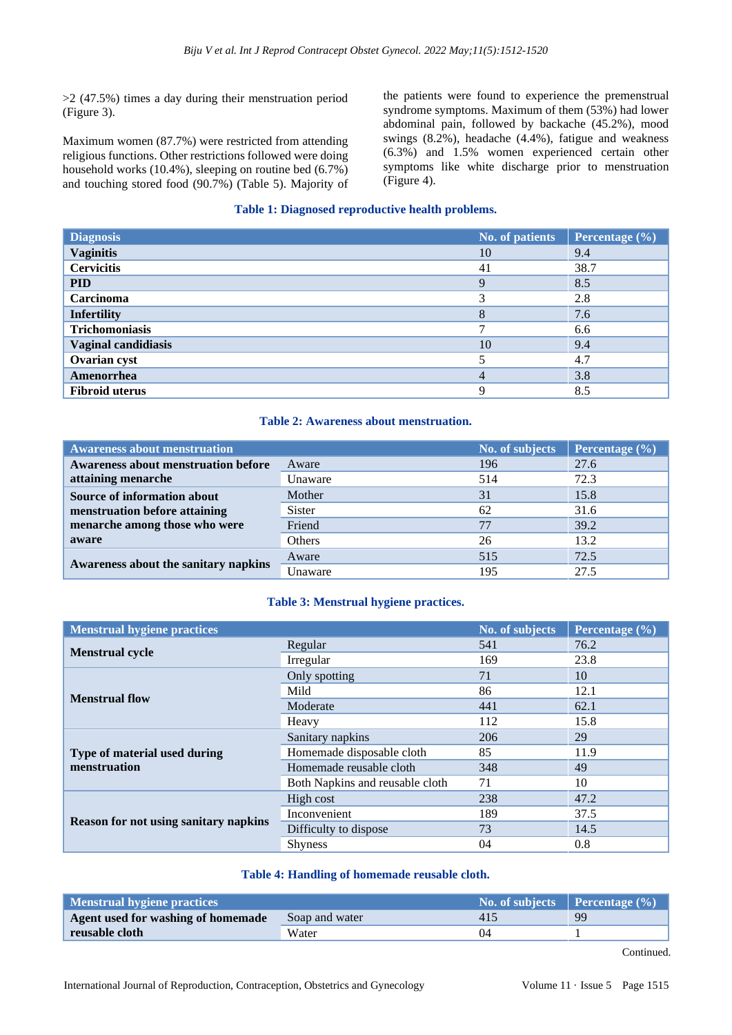>2 (47.5%) times a day during their menstruation period (Figure 3).

Maximum women (87.7%) were restricted from attending religious functions. Other restrictions followed were doing household works (10.4%), sleeping on routine bed (6.7%) and touching stored food (90.7%) (Table 5). Majority of the patients were found to experience the premenstrual syndrome symptoms. Maximum of them (53%) had lower abdominal pain, followed by backache (45.2%), mood swings (8.2%), headache (4.4%), fatigue and weakness (6.3%) and 1.5% women experienced certain other symptoms like white discharge prior to menstruation (Figure 4).

**Table 1: Diagnosed reproductive health problems.**

| Diagnosis | No. of patients | Percentage (%) |
|---|---|---|
| **Vaginitis** | 10 | 9.4 |
| **Cervicitis** | 41 | 38.7 |
| **PID** | 9 | 8.5 |
| **Carcinoma** | 3 | 2.8 |
| **Infertility** | 8 | 7.6 |
| **Trichomoniasis** | 7 | 6.6 |
| **Vaginal candidiasis** | 10 | 9.4 |
| **Ovarian cyst** | 5 | 4.7 |
| **Amenorrhea** | 4 | 3.8 |
| **Fibroid uterus** | 9 | 8.5 |

**Table 2: Awareness about menstruation.**

| Awareness about menstruation | | No. of subjects | Percentage (%) |
|---|---|---|---|
| **Awareness about menstruation before attaining menarche** | Aware | 196 | 27.6 |
| | Unaware | 514 | 72.3 |
| **Source of information about menstruation before attaining menarche among those who were aware** | Mother | 31 | 15.8 |
| | Sister | 62 | 31.6 |
| | Friend | 77 | 39.2 |
| | Others | 26 | 13.2 |
| **Awareness about the sanitary napkins** | Aware | 515 | 72.5 |
| | Unaware | 195 | 27.5 |

**Table 3: Menstrual hygiene practices.**

| Menstrual hygiene practices | | No. of subjects | Percentage (%) |
|---|---|---|---|
| **Menstrual cycle** | Regular | 541 | 76.2 |
| | Irregular | 169 | 23.8 |
| **Menstrual flow** | Only spotting | 71 | 10 |
| | Mild | 86 | 12.1 |
| | Moderate | 441 | 62.1 |
| | Heavy | 112 | 15.8 |
| **Type of material used during menstruation** | Sanitary napkins | 206 | 29 |
| | Homemade disposable cloth | 85 | 11.9 |
| | Homemade reusable cloth | 348 | 49 |
| | Both Napkins and reusable cloth | 71 | 10 |
| **Reason for not using sanitary napkins** | High cost | 238 | 47.2 |
| | Inconvenient | 189 | 37.5 |
| | Difficulty to dispose | 73 | 14.5 |
| | Shyness | 04 | 0.8 |

**Table 4: Handling of homemade reusable cloth.**

| Menstrual hygiene practices | | No. of subjects | Percentage (%) |
|---|---|---|---|
| **Agent used for washing of homemade reusable cloth** | Soap and water | 415 | 99 |
| | Water | 04 | 1 |

Continued.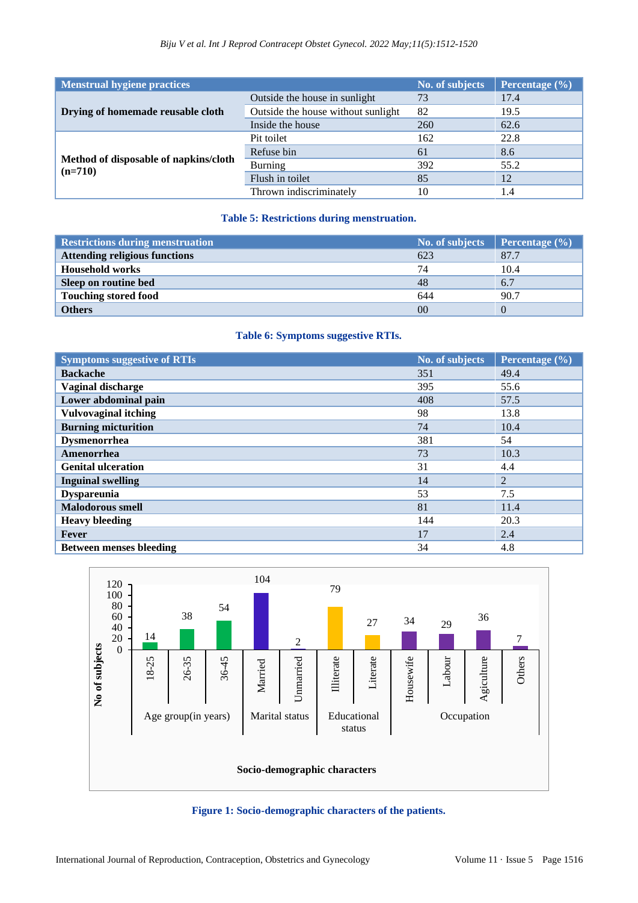| Menstrual hygiene practices | | No. of subjects | Percentage (%) |
|---|---|---|---|
| **Drying of homemade reusable cloth** | Outside the house in sunlight | 73 | 17.4 |
| | Outside the house without sunlight | 82 | 19.5 |
| | Inside the house | 260 | 62.6 |
| **Method of disposable of napkins/cloth (n=710)** | Pit toilet | 162 | 22.8 |
| | Refuse bin | 61 | 8.6 |
| | Burning | 392 | 55.2 |
| | Flush in toilet | 85 | 12 |
| | Thrown indiscriminately | 10 | 1.4 |

**Table 5: Restrictions during menstruation.**

| Restrictions during menstruation | No. of subjects | Percentage (%) |
|---|---|---|
| **Attending religious functions** | 623 | 87.7 |
| **Household works** | 74 | 10.4 |
| **Sleep on routine bed** | 48 | 6.7 |
| **Touching stored food** | 644 | 90.7 |
| **Others** | 00 | 0 |

**Table 6: Symptoms suggestive RTIs.**

| Symptoms suggestive of RTIs | No. of subjects | Percentage (%) |
|---|---|---|
| **Backache** | 351 | 49.4 |
| **Vaginal discharge** | 395 | 55.6 |
| **Lower abdominal pain** | 408 | 57.5 |
| **Vulvovaginal itching** | 98 | 13.8 |
| **Burning micturition** | 74 | 10.4 |
| **Dysmenorrhea** | 381 | 54 |
| **Amenorrhea** | 73 | 10.3 |
| **Genital ulceration** | 31 | 4.4 |
| **Inguinal swelling** | 14 | 2 |
| **Dyspareunia** | 53 | 7.5 |
| **Malodorous smell** | 81 | 11.4 |
| **Heavy bleeding** | 144 | 20.3 |
| **Fever** | 17 | 2.4 |
| **Between menses bleeding** | 34 | 4.8 |

| Socio-demographic characters | Category | No of subjects |
|---|---|---|
| Age group (in years) | 18-25 | 14 |
| | 26-35 | 38 |
| | 36-45 | 54 |
| Marital status | Married | 104 |
| | Unmarried | 2 |
| Educational status | Illiterate | 79 |
| | Literate | 27 |
| Occupation | Housewife | 34 |
| | Labour | 29 |
| | Agiculture | 36 |
| | Others | 7 |

**Figure 1: Socio-demographic characters of the patients.**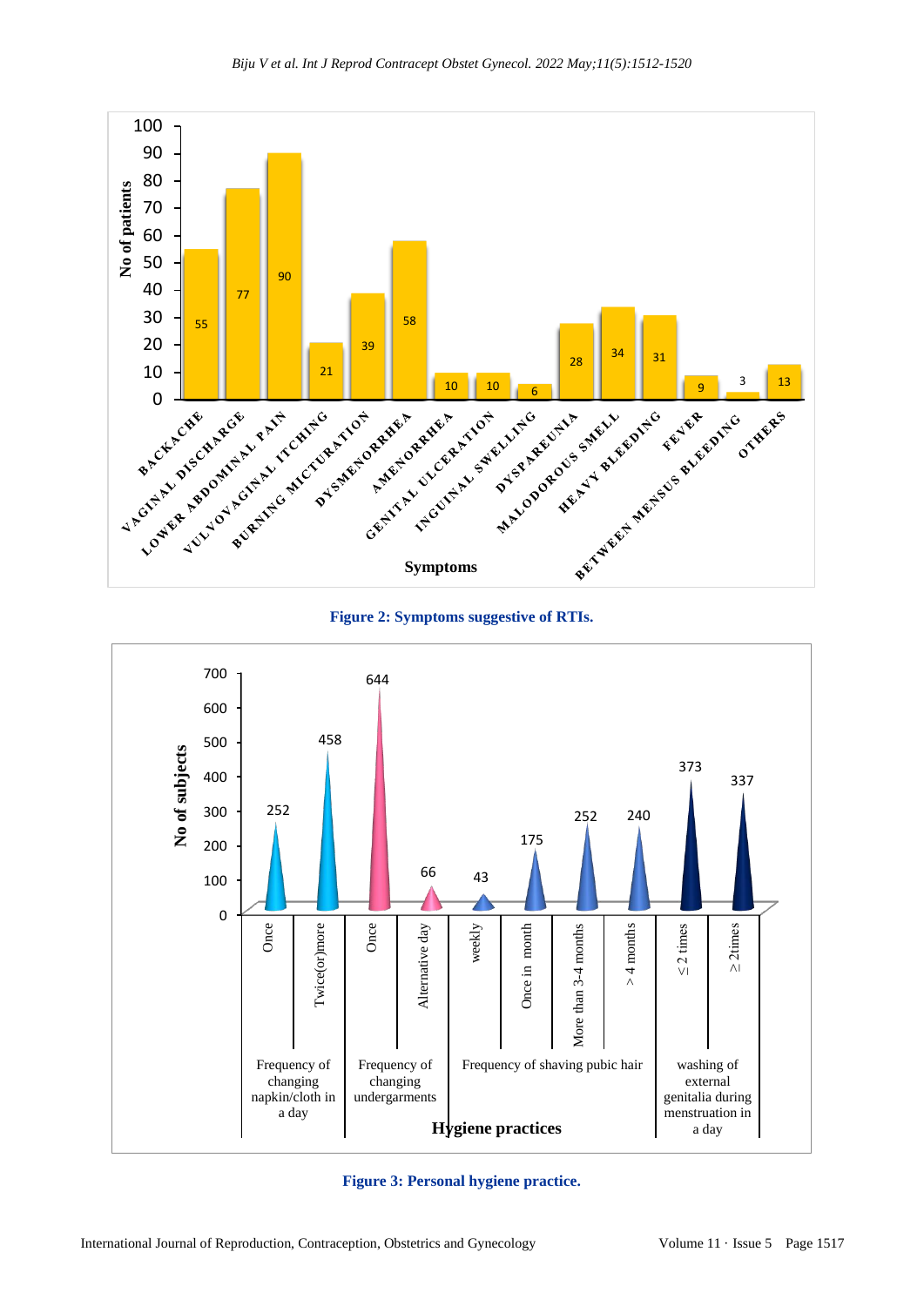| Symptoms | No of patients |
| --- | --- |
| Backache | 55 |
| Vaginal discharge | 77 |
| Lower abdominal pain | 90 |
| Vulvovaginal itching | 21 |
| Burning micturation | 39 |
| Dysmenorrhea | 58 |
| Amenorrhea | 10 |
| Genital ulceration | 10 |
| Inguinal swelling | 6 |
| Dyspareunia | 28 |
| Malodorous smell | 34 |
| Heavy bleeding | 31 |
| Fever | 9 |
| Between mensus bleeding | 3 |
| Others | 13 |

**Figure 2: Symptoms suggestive of RTIs.**

| Hygiene practices | | No of subjects |
| --- | --- | --- |
| Frequency of changing napkin/cloth in a day | Once | 252 |
| | Twice(or)more | 458 |
| Frequency of changing undergarments | Once | 644 |
| | Alternative day | 66 |
| Frequency of shaving pubic hair | weekly | 43 |
| | Once in month | 175 |
| | More than 3-4 months | 252 |
| | > 4 months | 240 |
| washing of external genitalia during menstruation in a day | ≤ 2 times | 373 |
| | ≥ 2times | 337 |

**Figure 3: Personal hygiene practice.**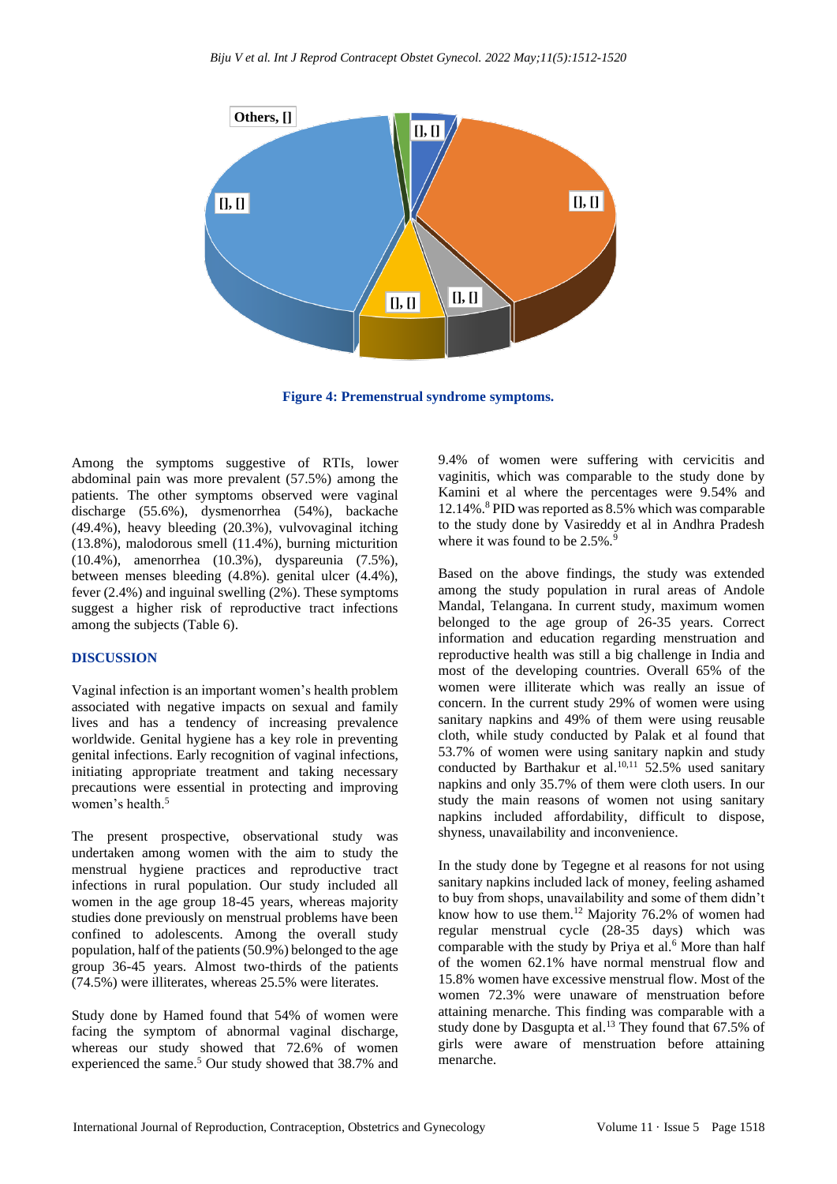**Figure 4: Premenstrual syndrome symptoms.**

Among the symptoms suggestive of RTIs, lower abdominal pain was more prevalent (57.5%) among the patients. The other symptoms observed were vaginal discharge (55.6%), dysmenorrhea (54%), backache (49.4%), heavy bleeding (20.3%), vulvovaginal itching (13.8%), malodorous smell (11.4%), burning micturition (10.4%), amenorrhea (10.3%), dyspareunia (7.5%), between menses bleeding (4.8%). genital ulcer (4.4%), fever (2.4%) and inguinal swelling (2%). These symptoms suggest a higher risk of reproductive tract infections among the subjects (Table 6).

## DISCUSSION

Vaginal infection is an important women's health problem associated with negative impacts on sexual and family lives and has a tendency of increasing prevalence worldwide. Genital hygiene has a key role in preventing genital infections. Early recognition of vaginal infections, initiating appropriate treatment and taking necessary precautions were essential in protecting and improving women's health.[5]

The present prospective, observational study was undertaken among women with the aim to study the menstrual hygiene practices and reproductive tract infections in rural population. Our study included all women in the age group 18-45 years, whereas majority studies done previously on menstrual problems have been confined to adolescents. Among the overall study population, half of the patients (50.9%) belonged to the age group 36-45 years. Almost two-thirds of the patients (74.5%) were illiterates, whereas 25.5% were literates.

Study done by Hamed found that 54% of women were facing the symptom of abnormal vaginal discharge, whereas our study showed that 72.6% of women experienced the same.[5] Our study showed that 38.7% and 9.4% of women were suffering with cervicitis and vaginitis, which was comparable to the study done by Kamini et al where the percentages were 9.54% and 12.14%.[8] PID was reported as 8.5% which was comparable to the study done by Vasireddy et al in Andhra Pradesh where it was found to be 2.5%.[9]

Based on the above findings, the study was extended among the study population in rural areas of Andole Mandal, Telangana. In current study, maximum women belonged to the age group of 26-35 years. Correct information and education regarding menstruation and reproductive health was still a big challenge in India and most of the developing countries. Overall 65% of the women were illiterate which was really an issue of concern. In the current study 29% of women were using sanitary napkins and 49% of them were using reusable cloth, while study conducted by Palak et al found that 53.7% of women were using sanitary napkin and study conducted by Barthakur et al.[10,11] 52.5% used sanitary napkins and only 35.7% of them were cloth users. In our study the main reasons of women not using sanitary napkins included affordability, difficult to dispose, shyness, unavailability and inconvenience.

In the study done by Tegegne et al reasons for not using sanitary napkins included lack of money, feeling ashamed to buy from shops, unavailability and some of them didn't know how to use them.[12] Majority 76.2% of women had regular menstrual cycle (28-35 days) which was comparable with the study by Priya et al.[6] More than half of the women 62.1% have normal menstrual flow and 15.8% women have excessive menstrual flow. Most of the women 72.3% were unaware of menstruation before attaining menarche. This finding was comparable with a study done by Dasgupta et al.[13] They found that 67.5% of girls were aware of menstruation before attaining menarche.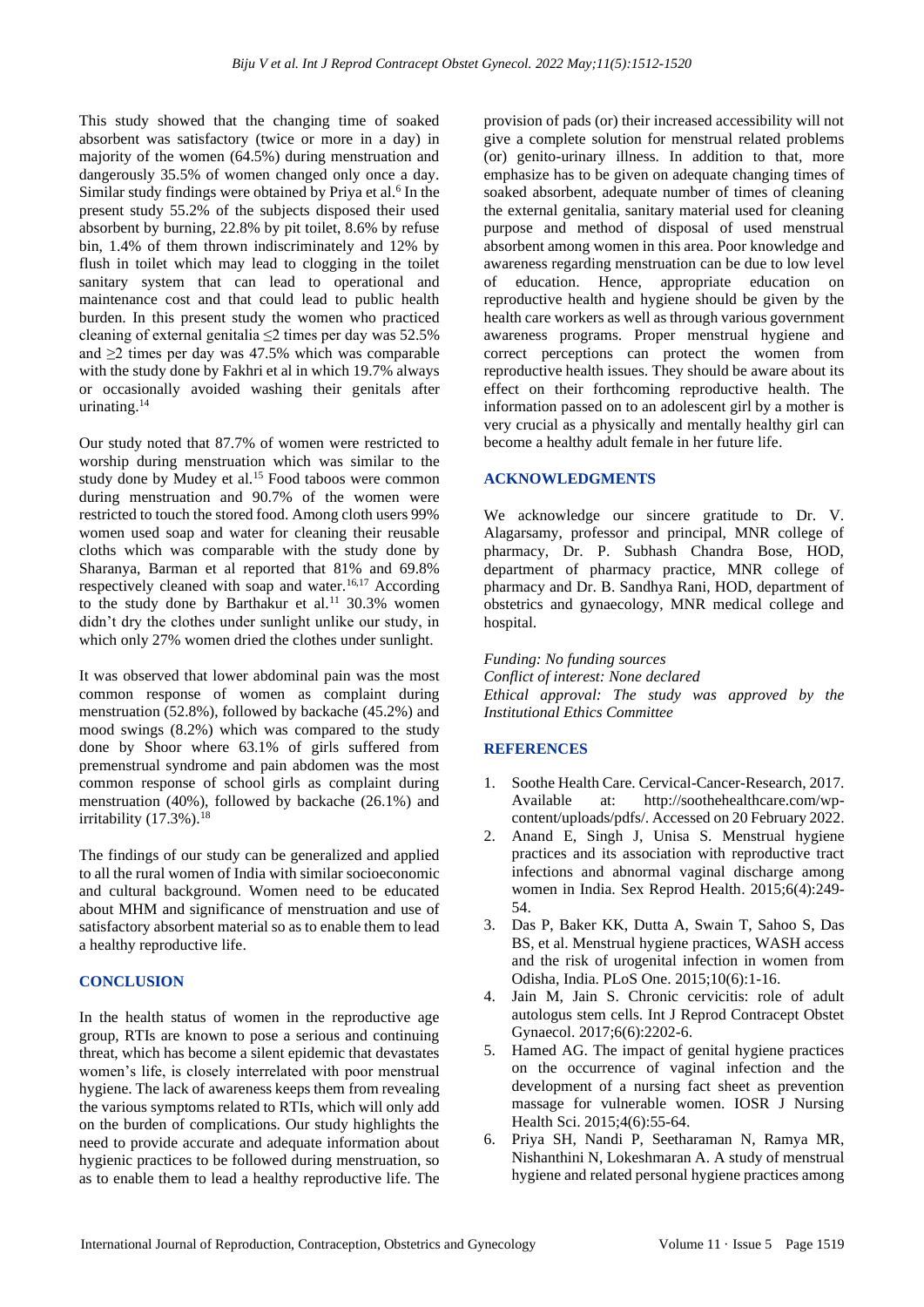This study showed that the changing time of soaked absorbent was satisfactory (twice or more in a day) in majority of the women (64.5%) during menstruation and dangerously 35.5% of women changed only once a day. Similar study findings were obtained by Priya et al.[6] In the present study 55.2% of the subjects disposed their used absorbent by burning, 22.8% by pit toilet, 8.6% by refuse bin, 1.4% of them thrown indiscriminately and 12% by flush in toilet which may lead to clogging in the toilet sanitary system that can lead to operational and maintenance cost and that could lead to public health burden. In this present study the women who practiced cleaning of external genitalia ≤2 times per day was 52.5% and ≥2 times per day was 47.5% which was comparable with the study done by Fakhri et al in which 19.7% always or occasionally avoided washing their genitals after urinating.[14]

Our study noted that 87.7% of women were restricted to worship during menstruation which was similar to the study done by Mudey et al.[15] Food taboos were common during menstruation and 90.7% of the women were restricted to touch the stored food. Among cloth users 99% women used soap and water for cleaning their reusable cloths which was comparable with the study done by Sharanya, Barman et al reported that 81% and 69.8% respectively cleaned with soap and water.[16,17] According to the study done by Barthakur et al.[11] 30.3% women didn't dry the clothes under sunlight unlike our study, in which only 27% women dried the clothes under sunlight.

It was observed that lower abdominal pain was the most common response of women as complaint during menstruation (52.8%), followed by backache (45.2%) and mood swings (8.2%) which was compared to the study done by Shoor where 63.1% of girls suffered from premenstrual syndrome and pain abdomen was the most common response of school girls as complaint during menstruation (40%), followed by backache (26.1%) and irritability (17.3%).[18]

The findings of our study can be generalized and applied to all the rural women of India with similar socioeconomic and cultural background. Women need to be educated about MHM and significance of menstruation and use of satisfactory absorbent material so as to enable them to lead a healthy reproductive life.

## CONCLUSION

In the health status of women in the reproductive age group, RTIs are known to pose a serious and continuing threat, which has become a silent epidemic that devastates women's life, is closely interrelated with poor menstrual hygiene. The lack of awareness keeps them from revealing the various symptoms related to RTIs, which will only add on the burden of complications. Our study highlights the need to provide accurate and adequate information about hygienic practices to be followed during menstruation, so as to enable them to lead a healthy reproductive life. The provision of pads (or) their increased accessibility will not give a complete solution for menstrual related problems (or) genito-urinary illness. In addition to that, more emphasize has to be given on adequate changing times of soaked absorbent, adequate number of times of cleaning the external genitalia, sanitary material used for cleaning purpose and method of disposal of used menstrual absorbent among women in this area. Poor knowledge and awareness regarding menstruation can be due to low level of education. Hence, appropriate education on reproductive health and hygiene should be given by the health care workers as well as through various government awareness programs. Proper menstrual hygiene and correct perceptions can protect the women from reproductive health issues. They should be aware about its effect on their forthcoming reproductive health. The information passed on to an adolescent girl by a mother is very crucial as a physically and mentally healthy girl can become a healthy adult female in her future life.

## ACKNOWLEDGMENTS

We acknowledge our sincere gratitude to Dr. V. Alagarsamy, professor and principal, MNR college of pharmacy, Dr. P. Subhash Chandra Bose, HOD, department of pharmacy practice, MNR college of pharmacy and Dr. B. Sandhya Rani, HOD, department of obstetrics and gynaecology, MNR medical college and hospital.

*Funding: No funding sources*
*Conflict of interest: None declared*
*Ethical approval: The study was approved by the Institutional Ethics Committee*

## REFERENCES

1. Soothe Health Care. Cervical-Cancer-Research, 2017. Available at: http://soothehealthcare.com/wp-content/uploads/pdfs/. Accessed on 20 February 2022.
2. Anand E, Singh J, Unisa S. Menstrual hygiene practices and its association with reproductive tract infections and abnormal vaginal discharge among women in India. Sex Reprod Health. 2015;6(4):249-54.
3. Das P, Baker KK, Dutta A, Swain T, Sahoo S, Das BS, et al. Menstrual hygiene practices, WASH access and the risk of urogenital infection in women from Odisha, India. PLoS One. 2015;10(6):1-16.
4. Jain M, Jain S. Chronic cervicitis: role of adult autologus stem cells. Int J Reprod Contracept Obstet Gynaecol. 2017;6(6):2202-6.
5. Hamed AG. The impact of genital hygiene practices on the occurrence of vaginal infection and the development of a nursing fact sheet as prevention massage for vulnerable women. IOSR J Nursing Health Sci. 2015;4(6):55-64.
6. Priya SH, Nandi P, Seetharaman N, Ramya MR, Nishanthini N, Lokeshmaran A. A study of menstrual hygiene and related personal hygiene practices among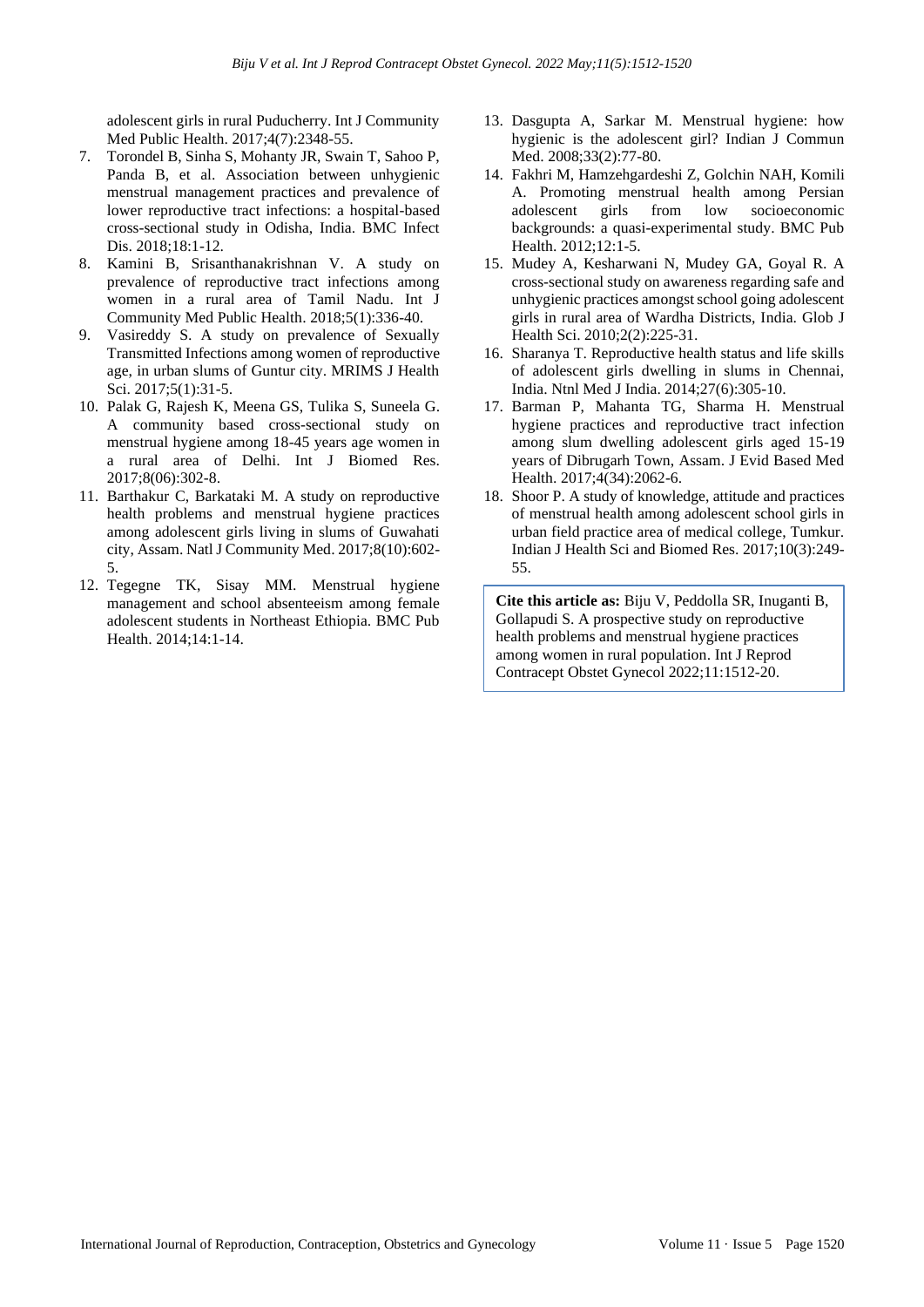adolescent girls in rural Puducherry. Int J Community Med Public Health. 2017;4(7):2348-55.

7. Torondel B, Sinha S, Mohanty JR, Swain T, Sahoo P, Panda B, et al. Association between unhygienic menstrual management practices and prevalence of lower reproductive tract infections: a hospital-based cross-sectional study in Odisha, India. BMC Infect Dis. 2018;18:1-12.
8. Kamini B, Srisanthanakrishnan V. A study on prevalence of reproductive tract infections among women in a rural area of Tamil Nadu. Int J Community Med Public Health. 2018;5(1):336-40.
9. Vasireddy S. A study on prevalence of Sexually Transmitted Infections among women of reproductive age, in urban slums of Guntur city. MRIMS J Health Sci. 2017;5(1):31-5.
10. Palak G, Rajesh K, Meena GS, Tulika S, Suneela G. A community based cross-sectional study on menstrual hygiene among 18-45 years age women in a rural area of Delhi. Int J Biomed Res. 2017;8(06):302-8.
11. Barthakur C, Barkataki M. A study on reproductive health problems and menstrual hygiene practices among adolescent girls living in slums of Guwahati city, Assam. Natl J Community Med. 2017;8(10):602-5.
12. Tegegne TK, Sisay MM. Menstrual hygiene management and school absenteeism among female adolescent students in Northeast Ethiopia. BMC Pub Health. 2014;14:1-14.
13. Dasgupta A, Sarkar M. Menstrual hygiene: how hygienic is the adolescent girl? Indian J Commun Med. 2008;33(2):77-80.
14. Fakhri M, Hamzehgardeshi Z, Golchin NAH, Komili A. Promoting menstrual health among Persian adolescent girls from low socioeconomic backgrounds: a quasi-experimental study. BMC Pub Health. 2012;12:1-5.
15. Mudey A, Kesharwani N, Mudey GA, Goyal R. A cross-sectional study on awareness regarding safe and unhygienic practices amongst school going adolescent girls in rural area of Wardha Districts, India. Glob J Health Sci. 2010;2(2):225-31.
16. Sharanya T. Reproductive health status and life skills of adolescent girls dwelling in slums in Chennai, India. Ntnl Med J India. 2014;27(6):305-10.
17. Barman P, Mahanta TG, Sharma H. Menstrual hygiene practices and reproductive tract infection among slum dwelling adolescent girls aged 15-19 years of Dibrugarh Town, Assam. J Evid Based Med Health. 2017;4(34):2062-6.
18. Shoor P. A study of knowledge, attitude and practices of menstrual health among adolescent school girls in urban field practice area of medical college, Tumkur. Indian J Health Sci and Biomed Res. 2017;10(3):249-55.

**Cite this article as:** Biju V, Peddolla SR, Inuganti B, Gollapudi S. A prospective study on reproductive health problems and menstrual hygiene practices among women in rural population. Int J Reprod Contracept Obstet Gynecol 2022;11:1512-20.